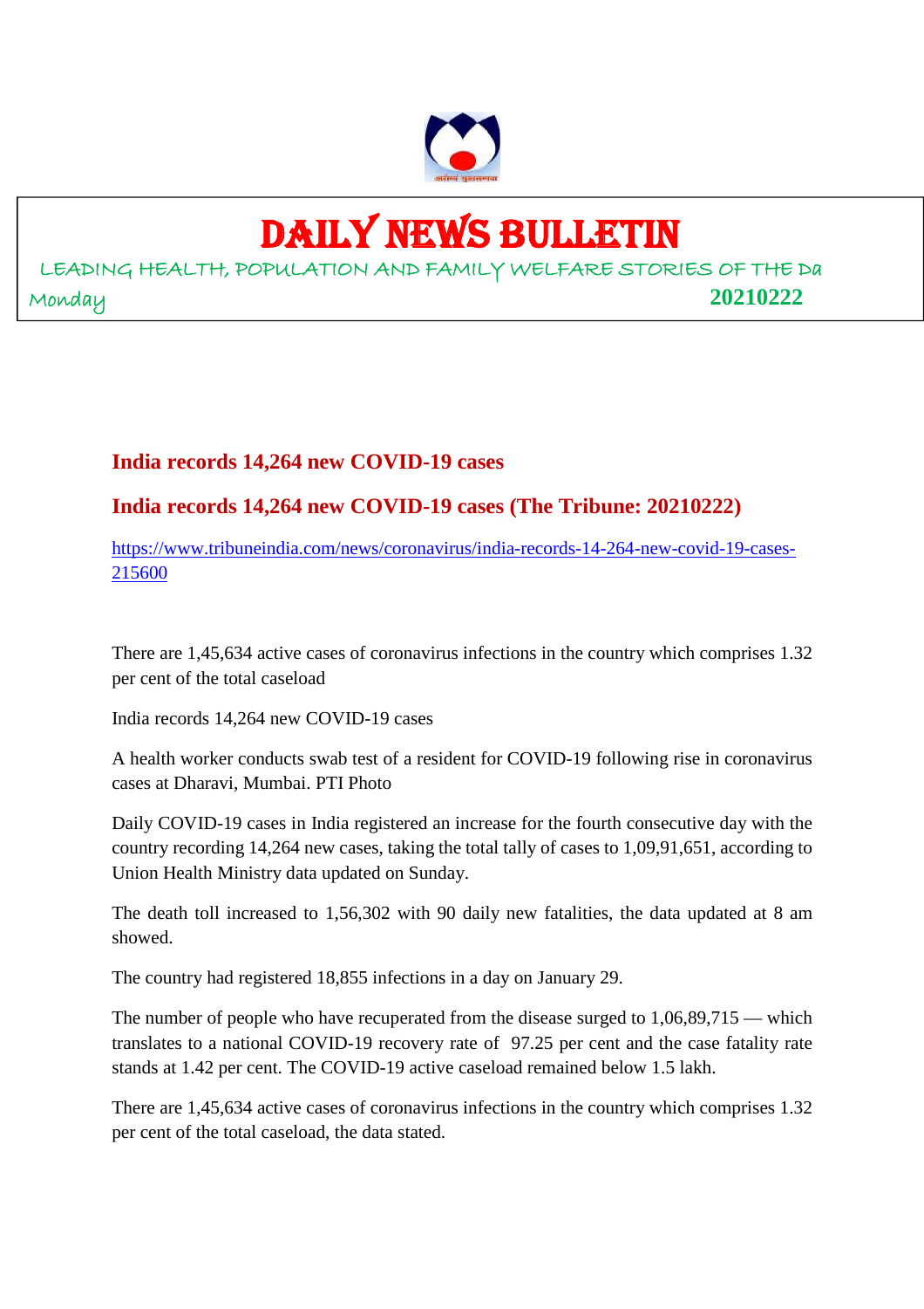# DAILY NEWS BULLETIN

LEADING HEALTH, POPULATION AND FAMILY WELFARE STORIES OF THE Da

Monday **20210222**

## India records 14,264 new COVID-19 cases

## India records 14,264 new COVID-19 cases (The Tribune: 20210222)

https://www.tribuneindia.com/news/coronavirus/india-records-14-264-new-covid-19-cases-215600

There are 1,45,634 active cases of coronavirus infections in the country which comprises 1.32 per cent of the total caseload

India records 14,264 new COVID-19 cases

A health worker conducts swab test of a resident for COVID-19 following rise in coronavirus cases at Dharavi, Mumbai. PTI Photo

Daily COVID-19 cases in India registered an increase for the fourth consecutive day with the country recording 14,264 new cases, taking the total tally of cases to 1,09,91,651, according to Union Health Ministry data updated on Sunday.

The death toll increased to 1,56,302 with 90 daily new fatalities, the data updated at 8 am showed.

The country had registered 18,855 infections in a day on January 29.

The number of people who have recuperated from the disease surged to 1,06,89,715 — which translates to a national COVID-19 recovery rate of 97.25 per cent and the case fatality rate stands at 1.42 per cent. The COVID-19 active caseload remained below 1.5 lakh.

There are 1,45,634 active cases of coronavirus infections in the country which comprises 1.32 per cent of the total caseload, the data stated.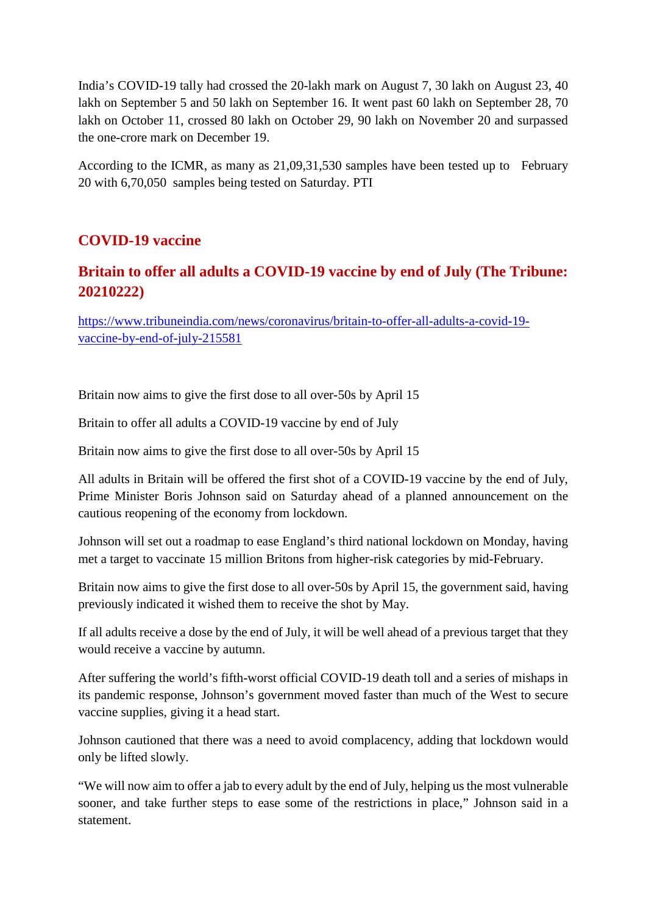India's COVID-19 tally had crossed the 20-lakh mark on August 7, 30 lakh on August 23, 40 lakh on September 5 and 50 lakh on September 16. It went past 60 lakh on September 28, 70 lakh on October 11, crossed 80 lakh on October 29, 90 lakh on November 20 and surpassed the one-crore mark on December 19.

According to the ICMR, as many as 21,09,31,530 samples have been tested up to February 20 with 6,70,050 samples being tested on Saturday. PTI

## COVID-19 vaccine

## Britain to offer all adults a COVID-19 vaccine by end of July (The Tribune: 20210222)

https://www.tribuneindia.com/news/coronavirus/britain-to-offer-all-adults-a-covid-19-vaccine-by-end-of-july-215581

Britain now aims to give the first dose to all over-50s by April 15

Britain to offer all adults a COVID-19 vaccine by end of July

Britain now aims to give the first dose to all over-50s by April 15

All adults in Britain will be offered the first shot of a COVID-19 vaccine by the end of July, Prime Minister Boris Johnson said on Saturday ahead of a planned announcement on the cautious reopening of the economy from lockdown.

Johnson will set out a roadmap to ease England's third national lockdown on Monday, having met a target to vaccinate 15 million Britons from higher-risk categories by mid-February.

Britain now aims to give the first dose to all over-50s by April 15, the government said, having previously indicated it wished them to receive the shot by May.

If all adults receive a dose by the end of July, it will be well ahead of a previous target that they would receive a vaccine by autumn.

After suffering the world's fifth-worst official COVID-19 death toll and a series of mishaps in its pandemic response, Johnson's government moved faster than much of the West to secure vaccine supplies, giving it a head start.

Johnson cautioned that there was a need to avoid complacency, adding that lockdown would only be lifted slowly.

"We will now aim to offer a jab to every adult by the end of July, helping us the most vulnerable sooner, and take further steps to ease some of the restrictions in place," Johnson said in a statement.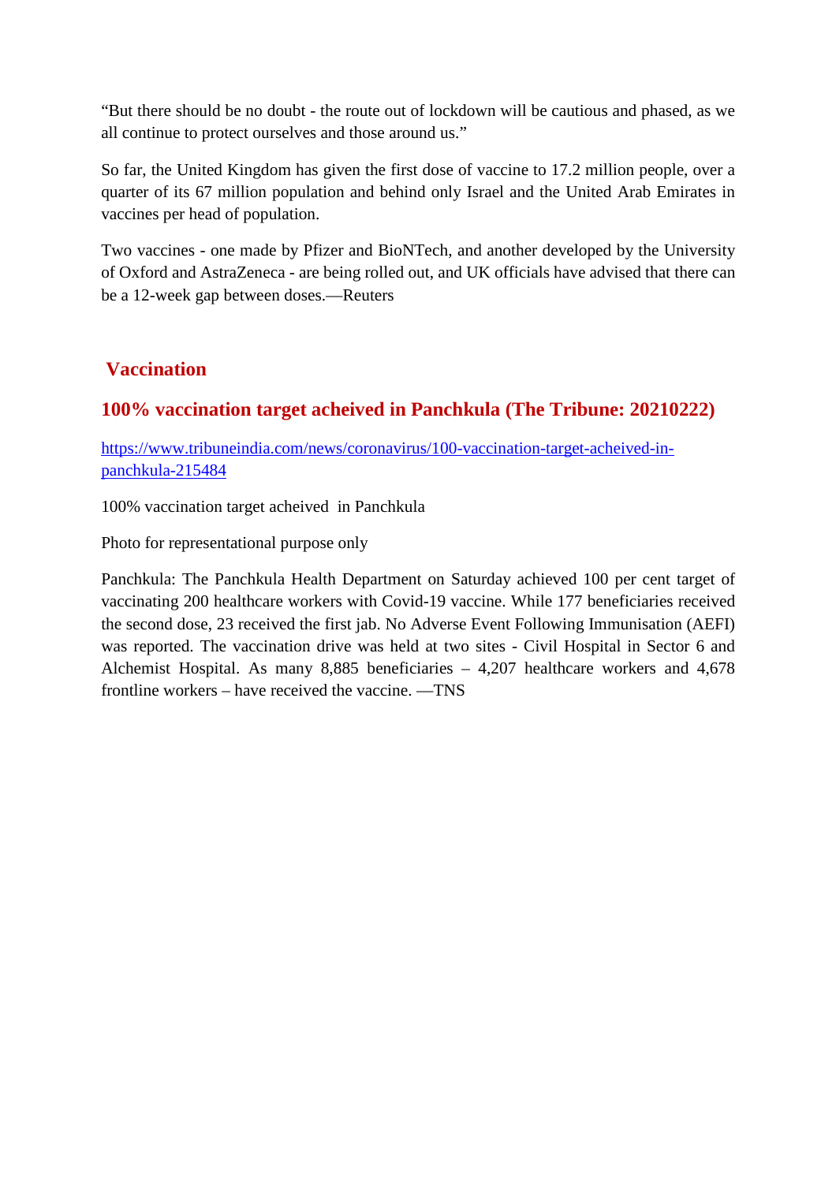“But there should be no doubt - the route out of lockdown will be cautious and phased, as we all continue to protect ourselves and those around us.”

So far, the United Kingdom has given the first dose of vaccine to 17.2 million people, over a quarter of its 67 million population and behind only Israel and the United Arab Emirates in vaccines per head of population.

Two vaccines - one made by Pfizer and BioNTech, and another developed by the University of Oxford and AstraZeneca - are being rolled out, and UK officials have advised that there can be a 12-week gap between doses.—Reuters

## Vaccination

### 100% vaccination target acheived in Panchkula (The Tribune: 20210222)

[https://www.tribuneindia.com/news/coronavirus/100-vaccination-target-acheived-in-panchkula-215484](https://www.tribuneindia.com/news/coronavirus/100-vaccination-target-acheived-in-panchkula-215484)

100% vaccination target acheived in Panchkula

Photo for representational purpose only

Panchkula: The Panchkula Health Department on Saturday achieved 100 per cent target of vaccinating 200 healthcare workers with Covid-19 vaccine. While 177 beneficiaries received the second dose, 23 received the first jab. No Adverse Event Following Immunisation (AEFI) was reported. The vaccination drive was held at two sites - Civil Hospital in Sector 6 and Alchemist Hospital. As many 8,885 beneficiaries – 4,207 healthcare workers and 4,678 frontline workers – have received the vaccine. —TNS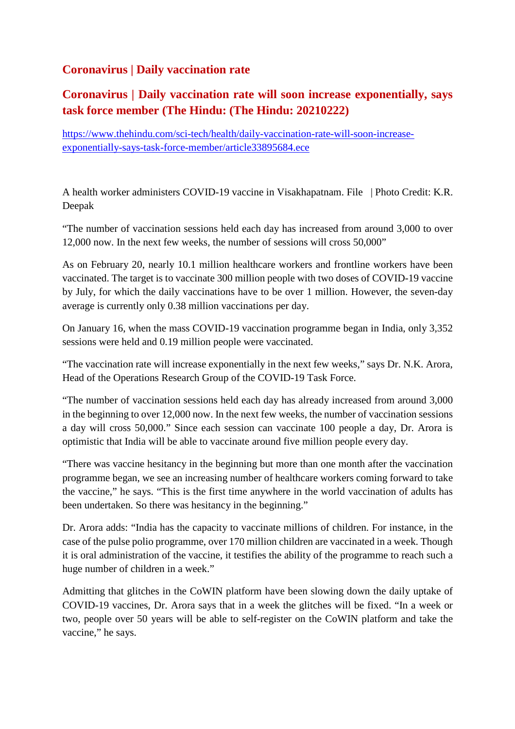## Coronavirus | Daily vaccination rate

## Coronavirus | Daily vaccination rate will soon increase exponentially, says task force member (The Hindu: (The Hindu: 20210222)

https://www.thehindu.com/sci-tech/health/daily-vaccination-rate-will-soon-increase-exponentially-says-task-force-member/article33895684.ece

A health worker administers COVID-19 vaccine in Visakhapatnam. File | Photo Credit: K.R. Deepak

"The number of vaccination sessions held each day has increased from around 3,000 to over 12,000 now. In the next few weeks, the number of sessions will cross 50,000"

As on February 20, nearly 10.1 million healthcare workers and frontline workers have been vaccinated. The target is to vaccinate 300 million people with two doses of COVID-19 vaccine by July, for which the daily vaccinations have to be over 1 million. However, the seven-day average is currently only 0.38 million vaccinations per day.

On January 16, when the mass COVID-19 vaccination programme began in India, only 3,352 sessions were held and 0.19 million people were vaccinated.

"The vaccination rate will increase exponentially in the next few weeks," says Dr. N.K. Arora, Head of the Operations Research Group of the COVID-19 Task Force.

"The number of vaccination sessions held each day has already increased from around 3,000 in the beginning to over 12,000 now. In the next few weeks, the number of vaccination sessions a day will cross 50,000." Since each session can vaccinate 100 people a day, Dr. Arora is optimistic that India will be able to vaccinate around five million people every day.

"There was vaccine hesitancy in the beginning but more than one month after the vaccination programme began, we see an increasing number of healthcare workers coming forward to take the vaccine," he says. "This is the first time anywhere in the world vaccination of adults has been undertaken. So there was hesitancy in the beginning."

Dr. Arora adds: "India has the capacity to vaccinate millions of children. For instance, in the case of the pulse polio programme, over 170 million children are vaccinated in a week. Though it is oral administration of the vaccine, it testifies the ability of the programme to reach such a huge number of children in a week."

Admitting that glitches in the CoWIN platform have been slowing down the daily uptake of COVID-19 vaccines, Dr. Arora says that in a week the glitches will be fixed. "In a week or two, people over 50 years will be able to self-register on the CoWIN platform and take the vaccine," he says.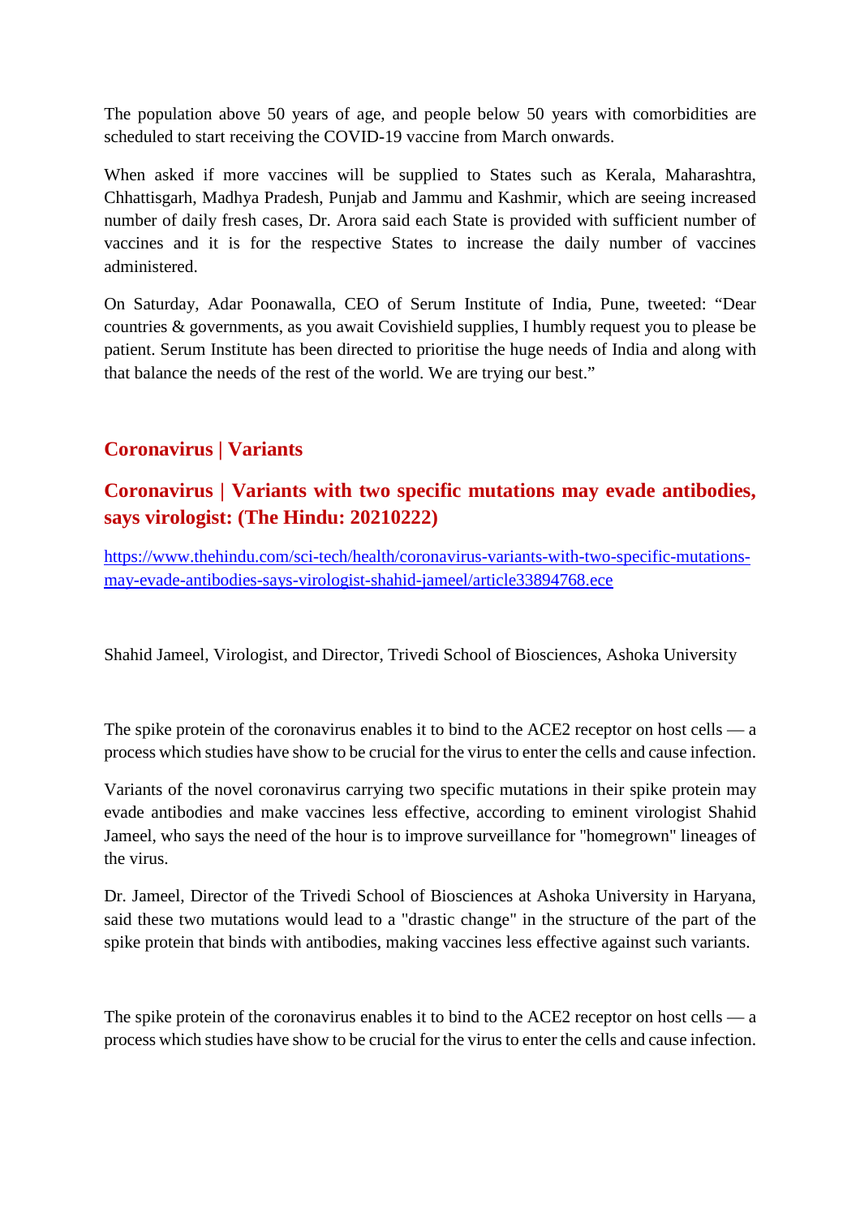The population above 50 years of age, and people below 50 years with comorbidities are scheduled to start receiving the COVID-19 vaccine from March onwards.

When asked if more vaccines will be supplied to States such as Kerala, Maharashtra, Chhattisgarh, Madhya Pradesh, Punjab and Jammu and Kashmir, which are seeing increased number of daily fresh cases, Dr. Arora said each State is provided with sufficient number of vaccines and it is for the respective States to increase the daily number of vaccines administered.

On Saturday, Adar Poonawalla, CEO of Serum Institute of India, Pune, tweeted: "Dear countries & governments, as you await Covishield supplies, I humbly request you to please be patient. Serum Institute has been directed to prioritise the huge needs of India and along with that balance the needs of the rest of the world. We are trying our best."

## Coronavirus | Variants

### Coronavirus | Variants with two specific mutations may evade antibodies, says virologist: (The Hindu: 20210222)

https://www.thehindu.com/sci-tech/health/coronavirus-variants-with-two-specific-mutations-may-evade-antibodies-says-virologist-shahid-jameel/article33894768.ece

Shahid Jameel, Virologist, and Director, Trivedi School of Biosciences, Ashoka University

The spike protein of the coronavirus enables it to bind to the ACE2 receptor on host cells — a process which studies have show to be crucial for the virus to enter the cells and cause infection.

Variants of the novel coronavirus carrying two specific mutations in their spike protein may evade antibodies and make vaccines less effective, according to eminent virologist Shahid Jameel, who says the need of the hour is to improve surveillance for "homegrown" lineages of the virus.

Dr. Jameel, Director of the Trivedi School of Biosciences at Ashoka University in Haryana, said these two mutations would lead to a "drastic change" in the structure of the part of the spike protein that binds with antibodies, making vaccines less effective against such variants.

The spike protein of the coronavirus enables it to bind to the ACE2 receptor on host cells — a process which studies have show to be crucial for the virus to enter the cells and cause infection.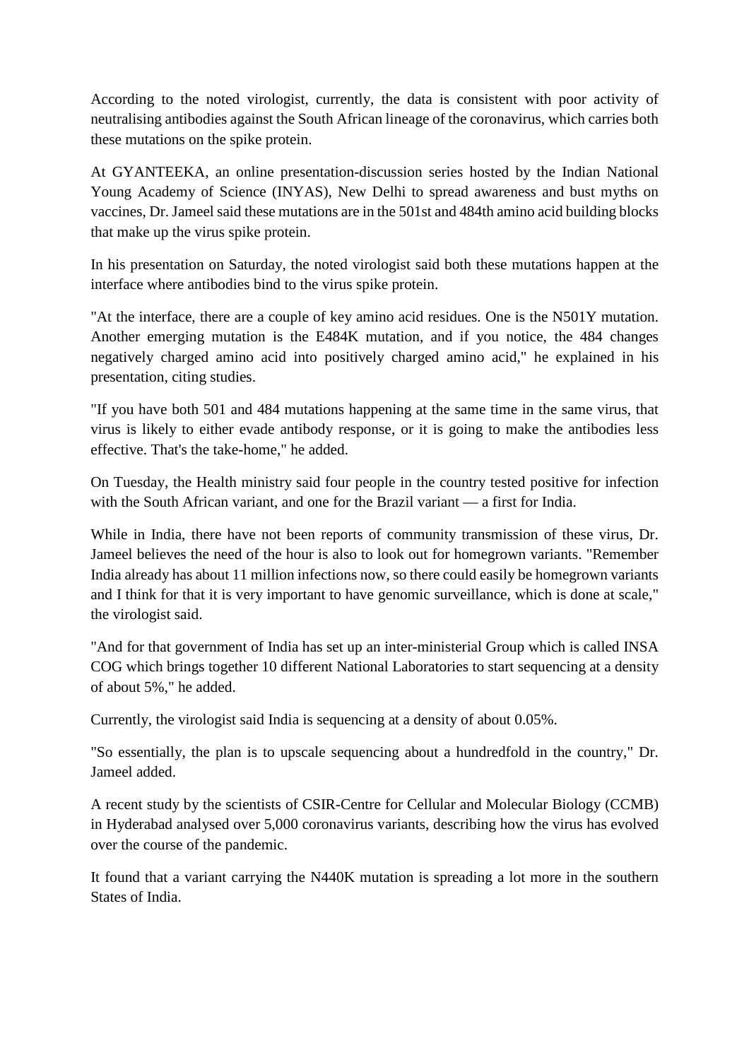According to the noted virologist, currently, the data is consistent with poor activity of neutralising antibodies against the South African lineage of the coronavirus, which carries both these mutations on the spike protein.

At GYANTEEKA, an online presentation-discussion series hosted by the Indian National Young Academy of Science (INYAS), New Delhi to spread awareness and bust myths on vaccines, Dr. Jameel said these mutations are in the 501st and 484th amino acid building blocks that make up the virus spike protein.

In his presentation on Saturday, the noted virologist said both these mutations happen at the interface where antibodies bind to the virus spike protein.

"At the interface, there are a couple of key amino acid residues. One is the N501Y mutation. Another emerging mutation is the E484K mutation, and if you notice, the 484 changes negatively charged amino acid into positively charged amino acid," he explained in his presentation, citing studies.

"If you have both 501 and 484 mutations happening at the same time in the same virus, that virus is likely to either evade antibody response, or it is going to make the antibodies less effective. That's the take-home," he added.

On Tuesday, the Health ministry said four people in the country tested positive for infection with the South African variant, and one for the Brazil variant — a first for India.

While in India, there have not been reports of community transmission of these virus, Dr. Jameel believes the need of the hour is also to look out for homegrown variants. "Remember India already has about 11 million infections now, so there could easily be homegrown variants and I think for that it is very important to have genomic surveillance, which is done at scale," the virologist said.

"And for that government of India has set up an inter-ministerial Group which is called INSA COG which brings together 10 different National Laboratories to start sequencing at a density of about 5%," he added.

Currently, the virologist said India is sequencing at a density of about 0.05%.

"So essentially, the plan is to upscale sequencing about a hundredfold in the country," Dr. Jameel added.

A recent study by the scientists of CSIR-Centre for Cellular and Molecular Biology (CCMB) in Hyderabad analysed over 5,000 coronavirus variants, describing how the virus has evolved over the course of the pandemic.

It found that a variant carrying the N440K mutation is spreading a lot more in the southern States of India.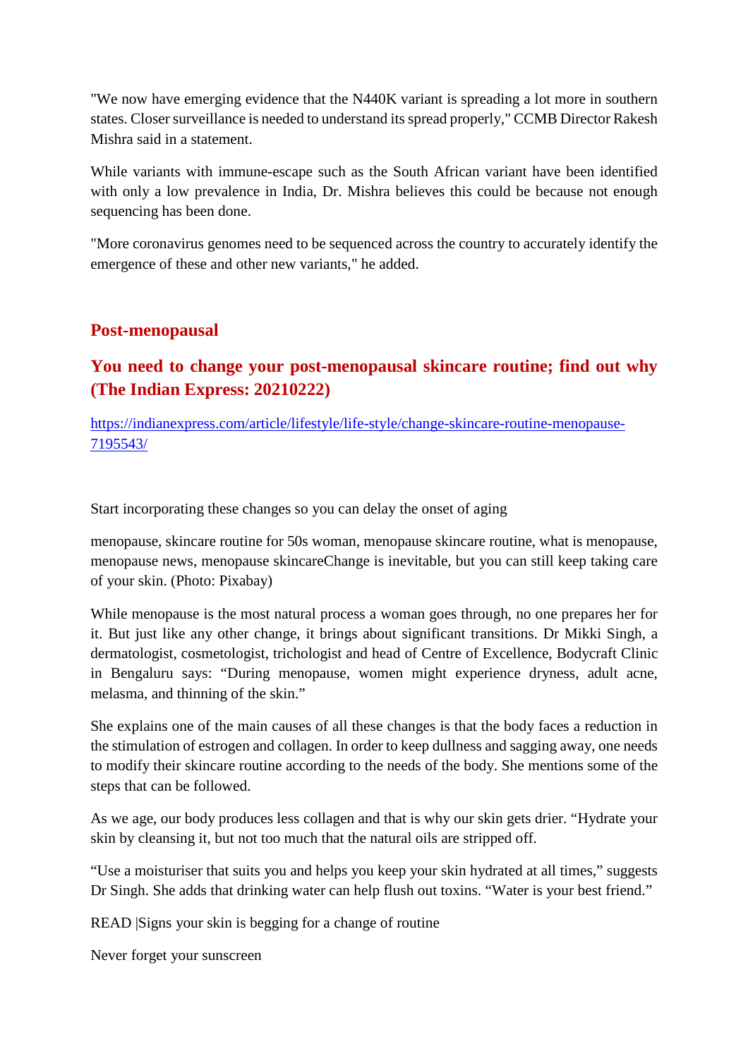"We now have emerging evidence that the N440K variant is spreading a lot more in southern states. Closer surveillance is needed to understand its spread properly," CCMB Director Rakesh Mishra said in a statement.

While variants with immune-escape such as the South African variant have been identified with only a low prevalence in India, Dr. Mishra believes this could be because not enough sequencing has been done.

"More coronavirus genomes need to be sequenced across the country to accurately identify the emergence of these and other new variants," he added.

## Post-menopausal

### You need to change your post-menopausal skincare routine; find out why (The Indian Express: 20210222)

https://indianexpress.com/article/lifestyle/life-style/change-skincare-routine-menopause-7195543/

Start incorporating these changes so you can delay the onset of aging

menopause, skincare routine for 50s woman, menopause skincare routine, what is menopause, menopause news, menopause skincareChange is inevitable, but you can still keep taking care of your skin. (Photo: Pixabay)

While menopause is the most natural process a woman goes through, no one prepares her for it. But just like any other change, it brings about significant transitions. Dr Mikki Singh, a dermatologist, cosmetologist, trichologist and head of Centre of Excellence, Bodycraft Clinic in Bengaluru says: "During menopause, women might experience dryness, adult acne, melasma, and thinning of the skin."

She explains one of the main causes of all these changes is that the body faces a reduction in the stimulation of estrogen and collagen. In order to keep dullness and sagging away, one needs to modify their skincare routine according to the needs of the body. She mentions some of the steps that can be followed.

As we age, our body produces less collagen and that is why our skin gets drier. "Hydrate your skin by cleansing it, but not too much that the natural oils are stripped off.

"Use a moisturiser that suits you and helps you keep your skin hydrated at all times," suggests Dr Singh. She adds that drinking water can help flush out toxins. "Water is your best friend."

READ |Signs your skin is begging for a change of routine

Never forget your sunscreen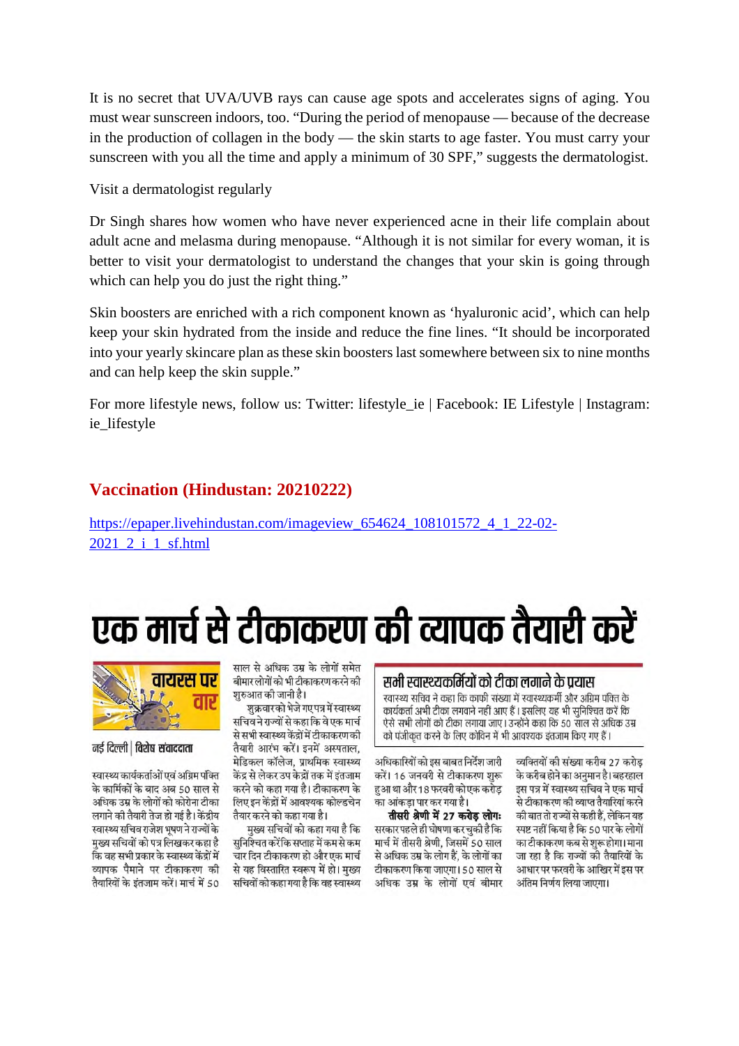It is no secret that UVA/UVB rays can cause age spots and accelerates signs of aging. You must wear sunscreen indoors, too. "During the period of menopause — because of the decrease in the production of collagen in the body — the skin starts to age faster. You must carry your sunscreen with you all the time and apply a minimum of 30 SPF," suggests the dermatologist.

Visit a dermatologist regularly

Dr Singh shares how women who have never experienced acne in their life complain about adult acne and melasma during menopause. "Although it is not similar for every woman, it is better to visit your dermatologist to understand the changes that your skin is going through which can help you do just the right thing."

Skin boosters are enriched with a rich component known as 'hyaluronic acid', which can help keep your skin hydrated from the inside and reduce the fine lines. "It should be incorporated into your yearly skincare plan as these skin boosters last somewhere between six to nine months and can help keep the skin supple."

For more lifestyle news, follow us: Twitter: lifestyle_ie | Facebook: IE Lifestyle | Instagram: ie_lifestyle

## Vaccination (Hindustan: 20210222)

https://epaper.livehindustan.com/imageview_654624_108101572_4_1_22-02-2021_2_i_1_sf.html

# एक मार्च से टीकाकरण की व्यापक तैयारी करें

**वायरस पर वार**

**नई दिल्ली | विशेष संवाददाता**

स्वास्थ्य कार्यकर्ताओं एवं अग्रिम पंक्ति के कार्मिकों के बाद अब 50 साल से अधिक उम्र के लोगों को कोरोना टीका लगाने की तैयारी तेज हो गई है। केंद्रीय स्वास्थ्य सचिव राजेश भूषण ने राज्यों के मुख्य सचिवों को पत्र लिखकर कहा है कि वह सभी प्रकार के स्वास्थ्य केंद्रों में व्यापक पैमाने पर टीकाकरण की तैयारियों के इंतजाम करें। मार्च में 50 साल से अधिक उम्र के लोगों समेत बीमार लोगों को भी टीकाकरण करने की शुरुआत की जानी है।

शुक्रवार को भेजे गए पत्र में स्वास्थ्य सचिव ने राज्यों से कहा कि वे एक मार्च से सभी स्वास्थ्य केंद्रों में टीकाकरण की तैयारी आरंभ करें। इनमें अस्पताल, मेडिकल कॉलेज, प्राथमिक स्वास्थ्य केंद्र से लेकर उप केंद्रों तक में इंतजाम करने को कहा गया है। टीकाकरण के लिए इन केंद्रों में आवश्यक कोल्डचेन तैयार करने को कहा गया है।

मुख्य सचिवों को कहा गया है कि सुनिश्चित करें कि सप्ताह में कम से कम चार दिन टीकाकरण हो और एक मार्च से यह विस्तारित स्वरूप में हो। मुख्य सचिवों को कहा गया है कि वह स्वास्थ्य अधिकारियों को इस बाबत निर्देश जारी करें। 16 जनवरी से टीकाकरण शुरू हुआ था और 18 फरवरी को एक करोड़ का आंकड़ा पार कर गया है।

**तीसरी श्रेणी में 27 करोड़ लोग:** सरकार पहले ही घोषणा कर चुकी है कि मार्च में तीसरी श्रेणी, जिसमें 50 साल से अधिक उम्र के लोग हैं, के लोगों का टीकाकरण किया जाएगा। 50 साल से अधिक उम्र के लोगों एवं बीमार व्यक्तियों की संख्या करीब 27 करोड़ के करीब होने का अनुमान है। बहरहाल इस पत्र में स्वास्थ्य सचिव ने एक मार्च से टीकाकरण की व्याप्त तैयारियां करने की बात तो राज्यों से कही हैं, लेकिन यह स्पष्ट नहीं किया है कि 50 पार के लोगों का टीकाकरण कब से शुरू होगा। माना जा रहा है कि राज्यों की तैयारियों के आधार पर फरवरी के आखिर में इस पर अंतिम निर्णय लिया जाएगा।

### सभी स्वास्थ्यकर्मियों को टीका लगाने के प्रयास

स्वास्थ्य सचिव ने कहा कि काफी संख्या में स्वास्थ्यकर्मी और अग्रिम पंक्ति के कार्यकर्ता अभी टीका लगवाने नहीं आए हैं। इसलिए यह भी सुनिश्चित करें कि ऐसे सभी लोगों को टीका लगाया जाए। उन्होंने कहा कि 50 साल से अधिक उम्र को पंजीकृत करने के लिए कोविन में भी आवश्यक इंतजाम किए गए हैं।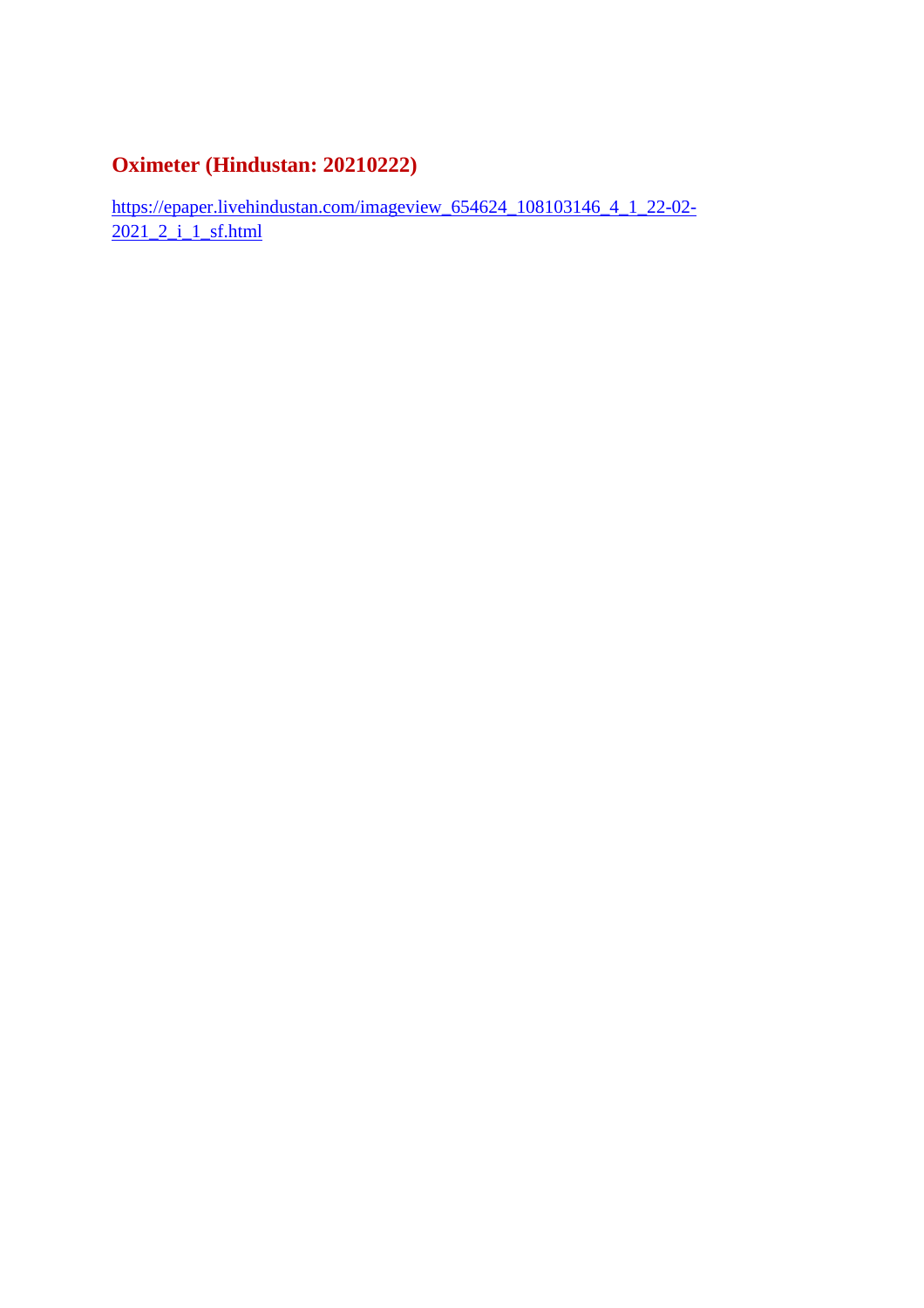## Oximeter (Hindustan: 20210222)

https://epaper.livehindustan.com/imageview_654624_108103146_4_1_22-02-2021_2_i_1_sf.html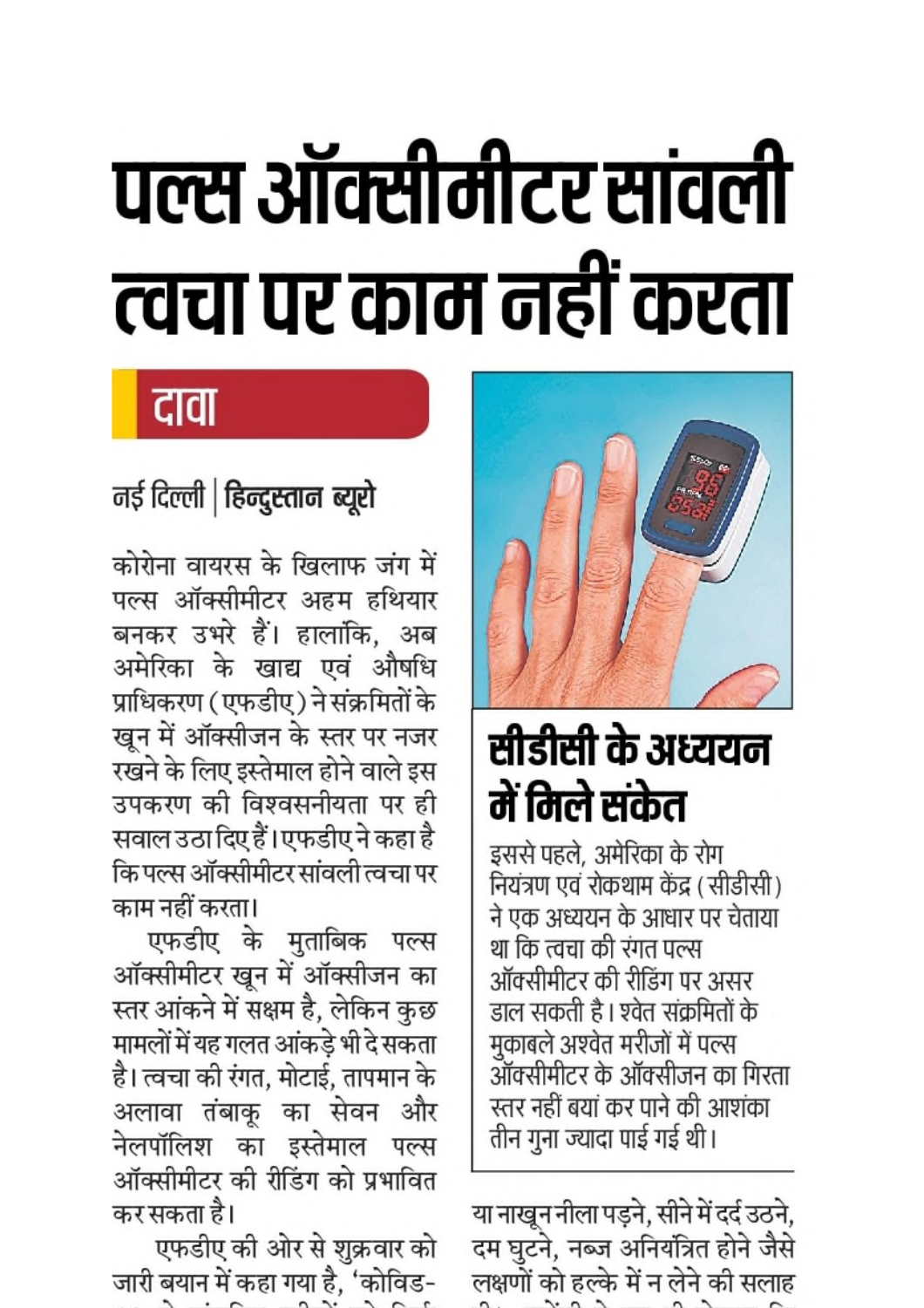# पल्स ऑक्सीमीटर सांवली त्वचा पर काम नहीं करता

**दावा**

नई दिल्ली | हिन्दुस्तान ब्यूरो

कोरोना वायरस के खिलाफ जंग में पल्स ऑक्सीमीटर अहम हथियार बनकर उभरे हैं। हालांकि, अब अमेरिका के खाद्य एवं औषधि प्राधिकरण (एफडीए) ने संक्रमितों के खून में ऑक्सीजन के स्तर पर नजर रखने के लिए इस्तेमाल होने वाले इस उपकरण की विश्वसनीयता पर ही सवाल उठा दिए हैं। एफडीए ने कहा है कि पल्स ऑक्सीमीटर सांवली त्वचा पर काम नहीं करता।

एफडीए के मुताबिक पल्स ऑक्सीमीटर खून में ऑक्सीजन का स्तर आंकने में सक्षम है, लेकिन कुछ मामलों में यह गलत आंकड़े भी दे सकता है। त्वचा की रंगत, मोटाई, तापमान के अलावा तंबाकू का सेवन और नेलपॉलिश का इस्तेमाल पल्स ऑक्सीमीटर की रीडिंग को प्रभावित कर सकता है।

एफडीए की ओर से शुक्रवार को जारी बयान में कहा गया है, 'कोविड-

## सीडीसी के अध्ययन में मिले संकेत

इससे पहले, अमेरिका के रोग नियंत्रण एवं रोकथाम केंद्र (सीडीसी) ने एक अध्ययन के आधार पर चेताया था कि त्वचा की रंगत पल्स ऑक्सीमीटर की रीडिंग पर असर डाल सकती है। श्वेत संक्रमितों के मुकाबले अश्वेत मरीजों में पल्स ऑक्सीमीटर के ऑक्सीजन का गिरता स्तर नहीं बयां कर पाने की आशंका तीन गुना ज्यादा पाई गई थी।

या नाखून नीला पड़ने, सीने में दर्द उठने, दम घुटने, नब्ज अनियंत्रित होने जैसे लक्षणों को हल्के में न लेने की सलाह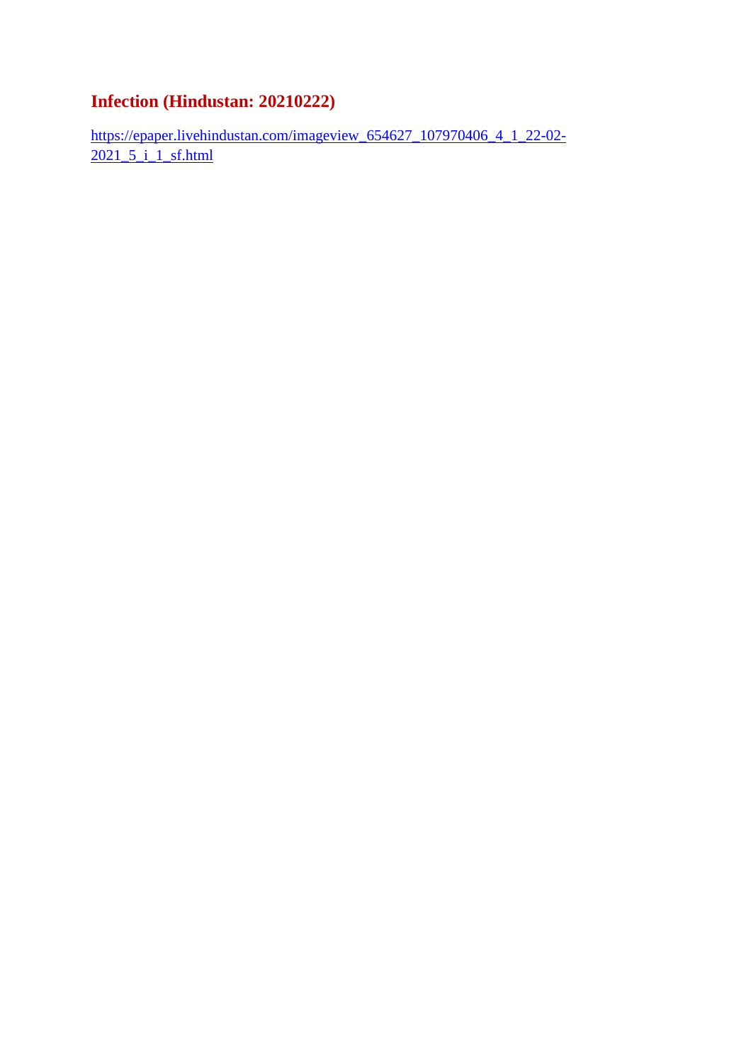# Infection (Hindustan: 20210222)

https://epaper.livehindustan.com/imageview_654627_107970406_4_1_22-02-2021_5_i_1_sf.html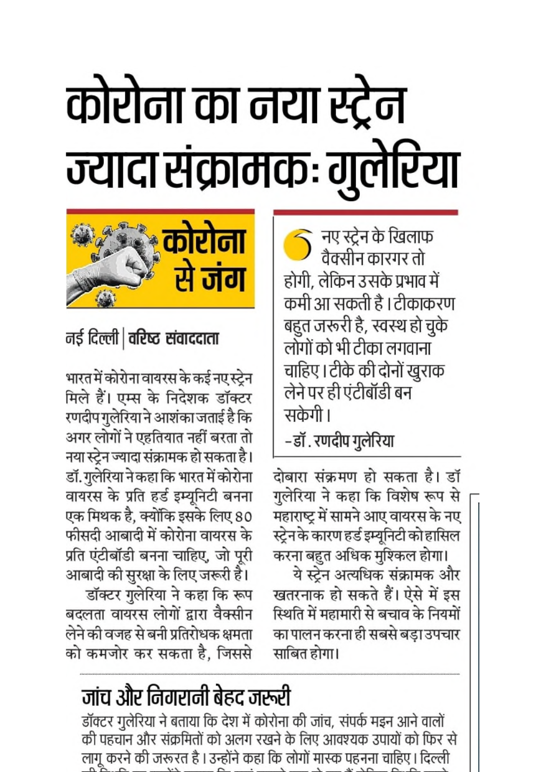# कोरोना का नया स्ट्रेन ज्यादा संक्रामक: गुलेरिया

**कोरोना से जंग**

**नई दिल्ली | वरिष्ठ संवाददाता**

भारत में कोरोना वायरस के कई नए स्ट्रेन मिले हैं। एम्स के निदेशक डॉक्टर रणदीप गुलेरिया ने आशंका जताई है कि अगर लोगों ने एहतियात नहीं बरता तो नया स्ट्रेन ज्यादा संक्रामक हो सकता है। डॉ. गुलेरिया ने कहा कि भारत में कोरोना वायरस के प्रति हर्ड इम्यूनिटी बनना एक मिथक है, क्योंकि इसके लिए 80 फीसदी आबादी में कोरोना वायरस के प्रति एंटीबॉडी बनना चाहिए, जो पूरी आबादी की सुरक्षा के लिए जरूरी है।

डॉक्टर गुलेरिया ने कहा कि रूप बदलता वायरस लोगों द्वारा वैक्सीन लेने की वजह से बनी प्रतिरोधक क्षमता को कमजोर कर सकता है, जिससे दोबारा संक्रमण हो सकता है। डॉ गुलेरिया ने कहा कि विशेष रूप से महाराष्ट्र में सामने आए वायरस के नए स्ट्रेन के कारण हर्ड इम्यूनिटी को हासिल करना बहुत अधिक मुश्किल होगा।

ये स्ट्रेन अत्यधिक संक्रामक और खतरनाक हो सकते हैं। ऐसे में इस स्थिति में महामारी से बचाव के नियमों का पालन करना ही सबसे बड़ा उपचार साबित होगा।

> नए स्ट्रेन के खिलाफ वैक्सीन कारगर तो होगी, लेकिन उसके प्रभाव में कमी आ सकती है। टीकाकरण बहुत जरूरी है, स्वस्थ हो चुके लोगों को भी टीका लगवाना चाहिए। टीके की दोनों खुराक लेने पर ही एंटीबॉडी बन सकेगी।
>
> -डॉ. रणदीप गुलेरिया

## जांच और निगरानी बेहद जरूरी

डॉक्टर गुलेरिया ने बताया कि देश में कोरोना की जांच, संपर्क मइन आने वालों की पहचान और संक्रमितों को अलग रखने के लिए आवश्यक उपायों को फिर से लागू करने की जरूरत है। उन्होंने कहा कि लोगों मास्क पहनना चाहिए। दिल्ली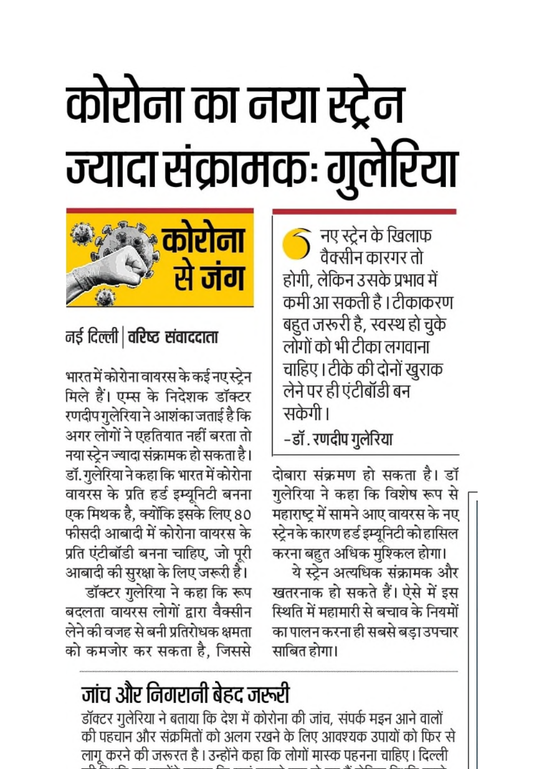# कोरोना का नया स्ट्रेन ज्यादा संक्रामक: गुलेरिया

**कोरोना से जंग**

**नई दिल्ली | वरिष्ठ संवाददाता**

भारत में कोरोना वायरस के कई नए स्ट्रेन मिले हैं। एम्स के निदेशक डॉक्टर रणदीप गुलेरिया ने आशंका जताई है कि अगर लोगों ने एहतियात नहीं बरता तो नया स्ट्रेन ज्यादा संक्रामक हो सकता है। डॉ. गुलेरिया ने कहा कि भारत में कोरोना वायरस के प्रति हर्ड इम्यूनिटी बनना एक मिथक है, क्योंकि इसके लिए 80 फीसदी आबादी में कोरोना वायरस के प्रति एंटीबॉडी बनना चाहिए, जो पूरी आबादी की सुरक्षा के लिए जरूरी है।

डॉक्टर गुलेरिया ने कहा कि रूप बदलता वायरस लोगों द्वारा वैक्सीन लेने की वजह से बनी प्रतिरोधक क्षमता को कमजोर कर सकता है, जिससे दोबारा संक्रमण हो सकता है। डॉ गुलेरिया ने कहा कि विशेष रूप से महाराष्ट्र में सामने आए वायरस के नए स्ट्रेन के कारण हर्ड इम्यूनिटी को हासिल करना बहुत अधिक मुश्किल होगा।

ये स्ट्रेन अत्यधिक संक्रामक और खतरनाक हो सकते हैं। ऐसे में इस स्थिति में महामारी से बचाव के नियमों का पालन करना ही सबसे बड़ा उपचार साबित होगा।

> नए स्ट्रेन के खिलाफ वैक्सीन कारगर तो होगी, लेकिन उसके प्रभाव में कमी आ सकती है। टीकाकरण बहुत जरूरी है, स्वस्थ हो चुके लोगों को भी टीका लगवाना चाहिए। टीके की दोनों खुराक लेने पर ही एंटीबॉडी बन सकेगी।
>
> -डॉ. रणदीप गुलेरिया

## जांच और निगरानी बेहद जरूरी

डॉक्टर गुलेरिया ने बताया कि देश में कोरोना की जांच, संपर्क मइन आने वालों की पहचान और संक्रमितों को अलग रखने के लिए आवश्यक उपायों को फिर से लागू करने की जरूरत है। उन्होंने कहा कि लोगों मास्क पहनना चाहिए। दिल्ली